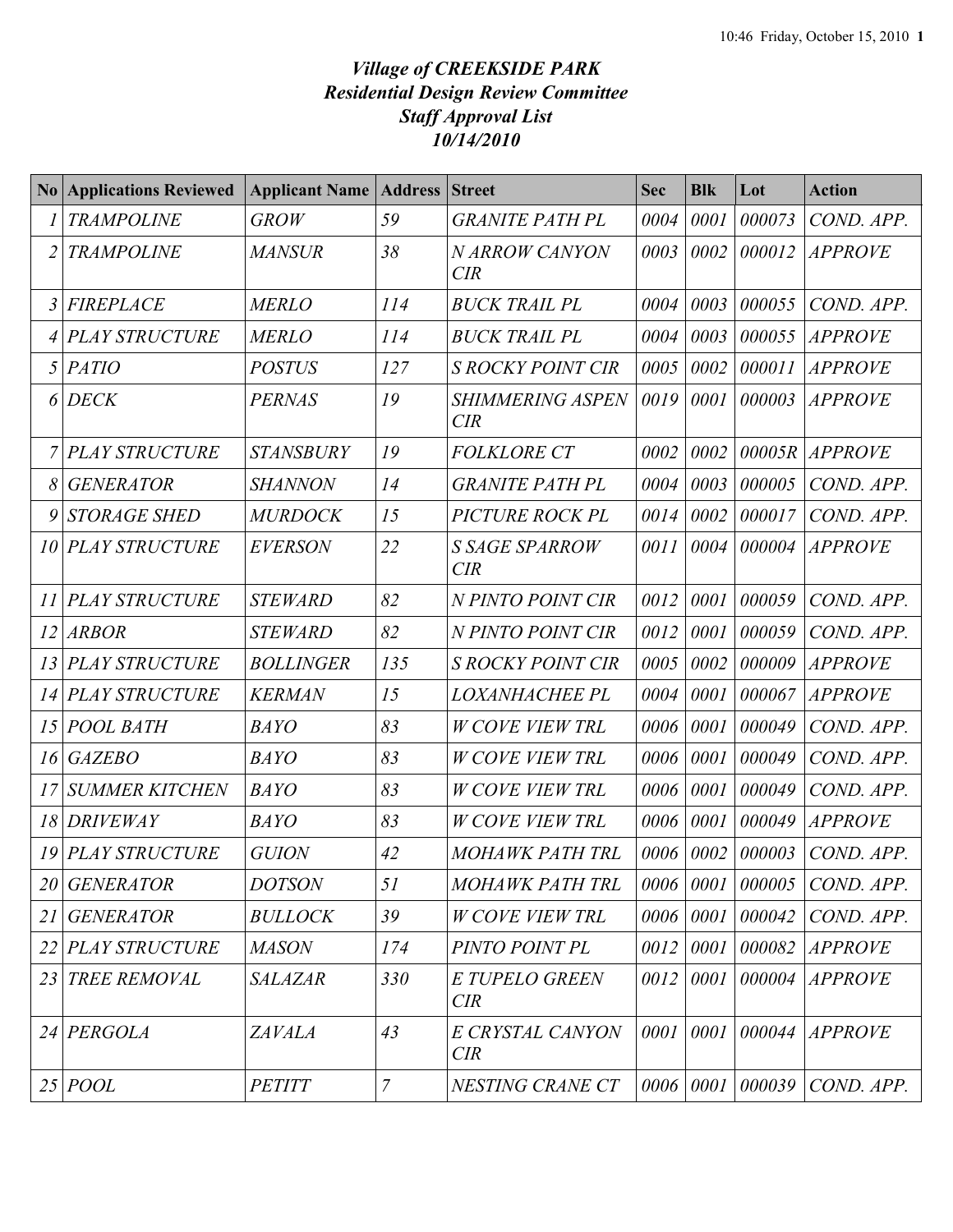# *Village of CREEKSIDE PARK*
## *Residential Design Review Committee*
## *Staff Approval List*
## *10/14/2010*

| No | Applications Reviewed | Applicant Name | Address | Street | Sec | Blk | Lot | Action |
|---|---|---|---|---|---|---|---|---|
| *1* | *TRAMPOLINE* | *GROW* | *59* | *GRANITE PATH PL* | *0004* | *0001* | *000073* | *COND. APP.* |
| *2* | *TRAMPOLINE* | *MANSUR* | *38* | *N ARROW CANYON CIR* | *0003* | *0002* | *000012* | *APPROVE* |
| *3* | *FIREPLACE* | *MERLO* | *114* | *BUCK TRAIL PL* | *0004* | *0003* | *000055* | *COND. APP.* |
| *4* | *PLAY STRUCTURE* | *MERLO* | *114* | *BUCK TRAIL PL* | *0004* | *0003* | *000055* | *APPROVE* |
| *5* | *PATIO* | *POSTUS* | *127* | *S ROCKY POINT CIR* | *0005* | *0002* | *000011* | *APPROVE* |
| *6* | *DECK* | *PERNAS* | *19* | *SHIMMERING ASPEN CIR* | *0019* | *0001* | *000003* | *APPROVE* |
| *7* | *PLAY STRUCTURE* | *STANSBURY* | *19* | *FOLKLORE CT* | *0002* | *0002* | *00005R* | *APPROVE* |
| *8* | *GENERATOR* | *SHANNON* | *14* | *GRANITE PATH PL* | *0004* | *0003* | *000005* | *COND. APP.* |
| *9* | *STORAGE SHED* | *MURDOCK* | *15* | *PICTURE ROCK PL* | *0014* | *0002* | *000017* | *COND. APP.* |
| *10* | *PLAY STRUCTURE* | *EVERSON* | *22* | *S SAGE SPARROW CIR* | *0011* | *0004* | *000004* | *APPROVE* |
| *11* | *PLAY STRUCTURE* | *STEWARD* | *82* | *N PINTO POINT CIR* | *0012* | *0001* | *000059* | *COND. APP.* |
| *12* | *ARBOR* | *STEWARD* | *82* | *N PINTO POINT CIR* | *0012* | *0001* | *000059* | *COND. APP.* |
| *13* | *PLAY STRUCTURE* | *BOLLINGER* | *135* | *S ROCKY POINT CIR* | *0005* | *0002* | *000009* | *APPROVE* |
| *14* | *PLAY STRUCTURE* | *KERMAN* | *15* | *LOXANHACHEE PL* | *0004* | *0001* | *000067* | *APPROVE* |
| *15* | *POOL BATH* | *BAYO* | *83* | *W COVE VIEW TRL* | *0006* | *0001* | *000049* | *COND. APP.* |
| *16* | *GAZEBO* | *BAYO* | *83* | *W COVE VIEW TRL* | *0006* | *0001* | *000049* | *COND. APP.* |
| *17* | *SUMMER KITCHEN* | *BAYO* | *83* | *W COVE VIEW TRL* | *0006* | *0001* | *000049* | *COND. APP.* |
| *18* | *DRIVEWAY* | *BAYO* | *83* | *W COVE VIEW TRL* | *0006* | *0001* | *000049* | *APPROVE* |
| *19* | *PLAY STRUCTURE* | *GUION* | *42* | *MOHAWK PATH TRL* | *0006* | *0002* | *000003* | *COND. APP.* |
| *20* | *GENERATOR* | *DOTSON* | *51* | *MOHAWK PATH TRL* | *0006* | *0001* | *000005* | *COND. APP.* |
| *21* | *GENERATOR* | *BULLOCK* | *39* | *W COVE VIEW TRL* | *0006* | *0001* | *000042* | *COND. APP.* |
| *22* | *PLAY STRUCTURE* | *MASON* | *174* | *PINTO POINT PL* | *0012* | *0001* | *000082* | *APPROVE* |
| *23* | *TREE REMOVAL* | *SALAZAR* | *330* | *E TUPELO GREEN CIR* | *0012* | *0001* | *000004* | *APPROVE* |
| *24* | *PERGOLA* | *ZAVALA* | *43* | *E CRYSTAL CANYON CIR* | *0001* | *0001* | *000044* | *APPROVE* |
| *25* | *POOL* | *PETITT* | *7* | *NESTING CRANE CT* | *0006* | *0001* | *000039* | *COND. APP.* |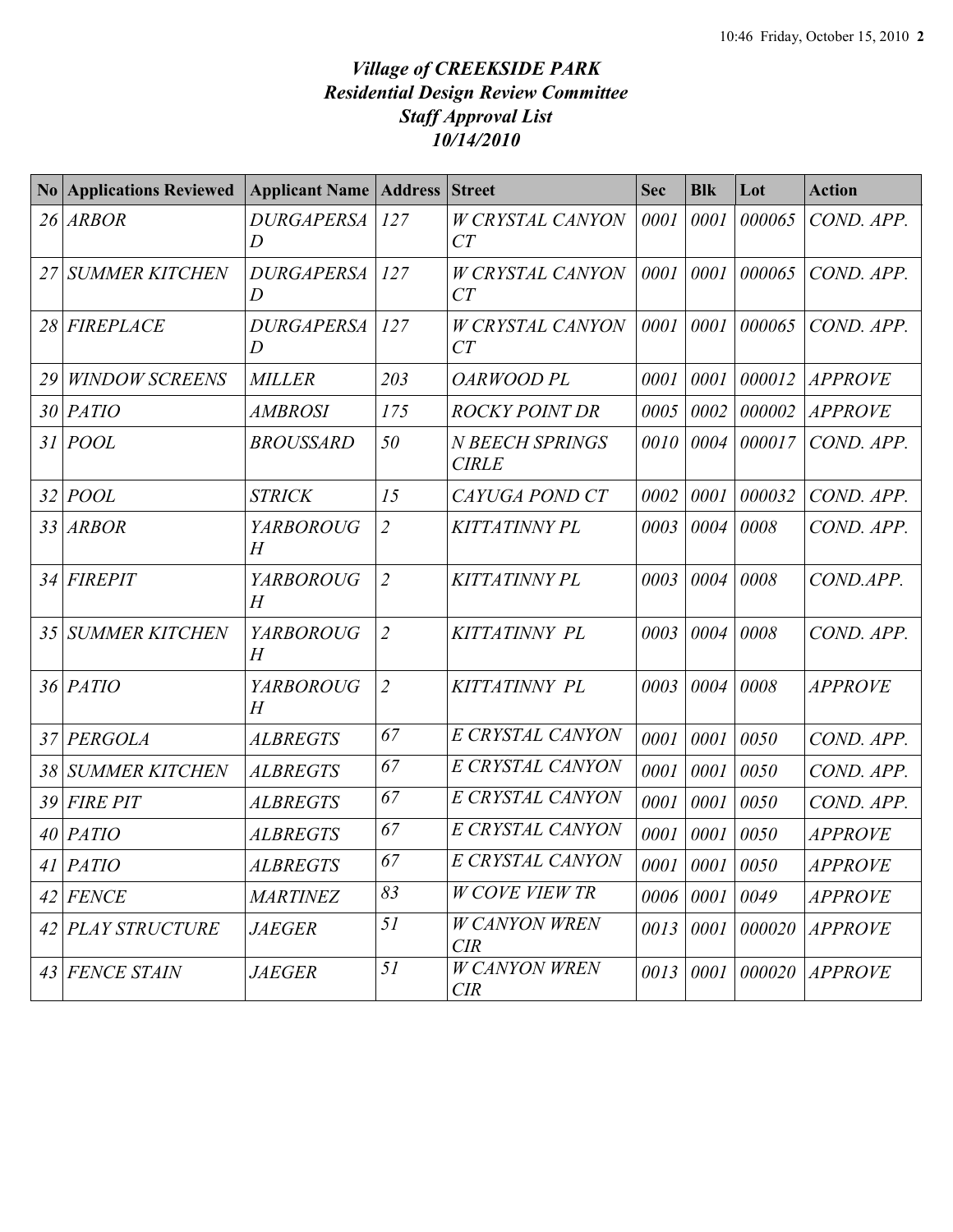# *Village of CREEKSIDE PARK*
## *Residential Design Review Committee*
## *Staff Approval List*
## *10/14/2010*

| No | Applications Reviewed | Applicant Name | Address | Street | Sec | Blk | Lot | Action |
|---|---|---|---|---|---|---|---|---|
| 26 | ARBOR | DURGAPERSAD | 127 | W CRYSTAL CANYON CT | 0001 | 0001 | 000065 | COND. APP. |
| 27 | SUMMER KITCHEN | DURGAPERSAD | 127 | W CRYSTAL CANYON CT | 0001 | 0001 | 000065 | COND. APP. |
| 28 | FIREPLACE | DURGAPERSAD | 127 | W CRYSTAL CANYON CT | 0001 | 0001 | 000065 | COND. APP. |
| 29 | WINDOW SCREENS | MILLER | 203 | OARWOOD PL | 0001 | 0001 | 000012 | APPROVE |
| 30 | PATIO | AMBROSI | 175 | ROCKY POINT DR | 0005 | 0002 | 000002 | APPROVE |
| 31 | POOL | BROUSSARD | 50 | N BEECH SPRINGS CIRLE | 0010 | 0004 | 000017 | COND. APP. |
| 32 | POOL | STRICK | 15 | CAYUGA POND CT | 0002 | 0001 | 000032 | COND. APP. |
| 33 | ARBOR | YARBOROUGH | 2 | KITTATINNY PL | 0003 | 0004 | 0008 | COND. APP. |
| 34 | FIREPIT | YARBOROUGH | 2 | KITTATINNY PL | 0003 | 0004 | 0008 | COND.APP. |
| 35 | SUMMER KITCHEN | YARBOROUGH | 2 | KITTATINNY PL | 0003 | 0004 | 0008 | COND. APP. |
| 36 | PATIO | YARBOROUGH | 2 | KITTATINNY PL | 0003 | 0004 | 0008 | APPROVE |
| 37 | PERGOLA | ALBREGTS | 67 | E CRYSTAL CANYON | 0001 | 0001 | 0050 | COND. APP. |
| 38 | SUMMER KITCHEN | ALBREGTS | 67 | E CRYSTAL CANYON | 0001 | 0001 | 0050 | COND. APP. |
| 39 | FIRE PIT | ALBREGTS | 67 | E CRYSTAL CANYON | 0001 | 0001 | 0050 | COND. APP. |
| 40 | PATIO | ALBREGTS | 67 | E CRYSTAL CANYON | 0001 | 0001 | 0050 | APPROVE |
| 41 | PATIO | ALBREGTS | 67 | E CRYSTAL CANYON | 0001 | 0001 | 0050 | APPROVE |
| 42 | FENCE | MARTINEZ | 83 | W COVE VIEW TR | 0006 | 0001 | 0049 | APPROVE |
| 42 | PLAY STRUCTURE | JAEGER | 51 | W CANYON WREN CIR | 0013 | 0001 | 000020 | APPROVE |
| 43 | FENCE STAIN | JAEGER | 51 | W CANYON WREN CIR | 0013 | 0001 | 000020 | APPROVE |